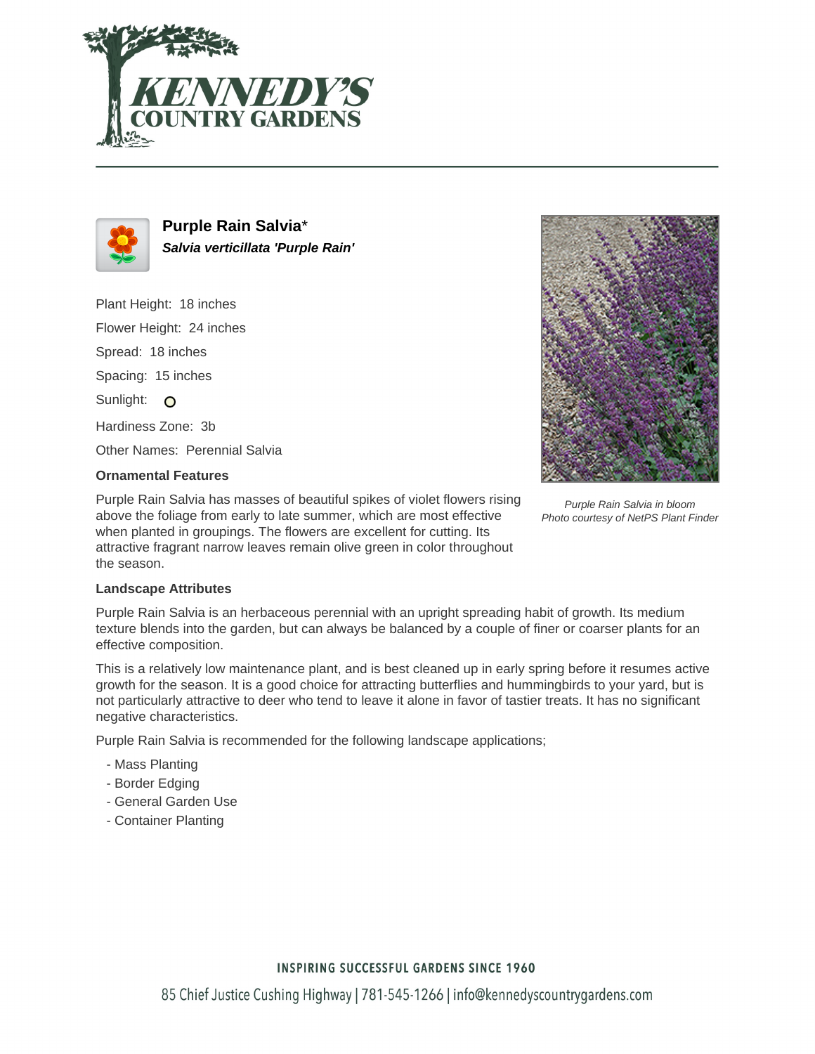# Purple Rain Salvia*

***Salvia verticillata 'Purple Rain'***

Plant Height: 18 inches

Flower Height: 24 inches

Spread: 18 inches

Spacing: 15 inches

Sunlight: ○

Hardiness Zone: 3b

Other Names: Perennial Salvia

### Ornamental Features

Purple Rain Salvia has masses of beautiful spikes of violet flowers rising above the foliage from early to late summer, which are most effective when planted in groupings. The flowers are excellent for cutting. Its attractive fragrant narrow leaves remain olive green in color throughout the season.

*Purple Rain Salvia in bloom*
*Photo courtesy of NetPS Plant Finder*

### Landscape Attributes

Purple Rain Salvia is an herbaceous perennial with an upright spreading habit of growth. Its medium texture blends into the garden, but can always be balanced by a couple of finer or coarser plants for an effective composition.

This is a relatively low maintenance plant, and is best cleaned up in early spring before it resumes active growth for the season. It is a good choice for attracting butterflies and hummingbirds to your yard, but is not particularly attractive to deer who tend to leave it alone in favor of tastier treats. It has no significant negative characteristics.

Purple Rain Salvia is recommended for the following landscape applications;

- Mass Planting
- Border Edging
- General Garden Use
- Container Planting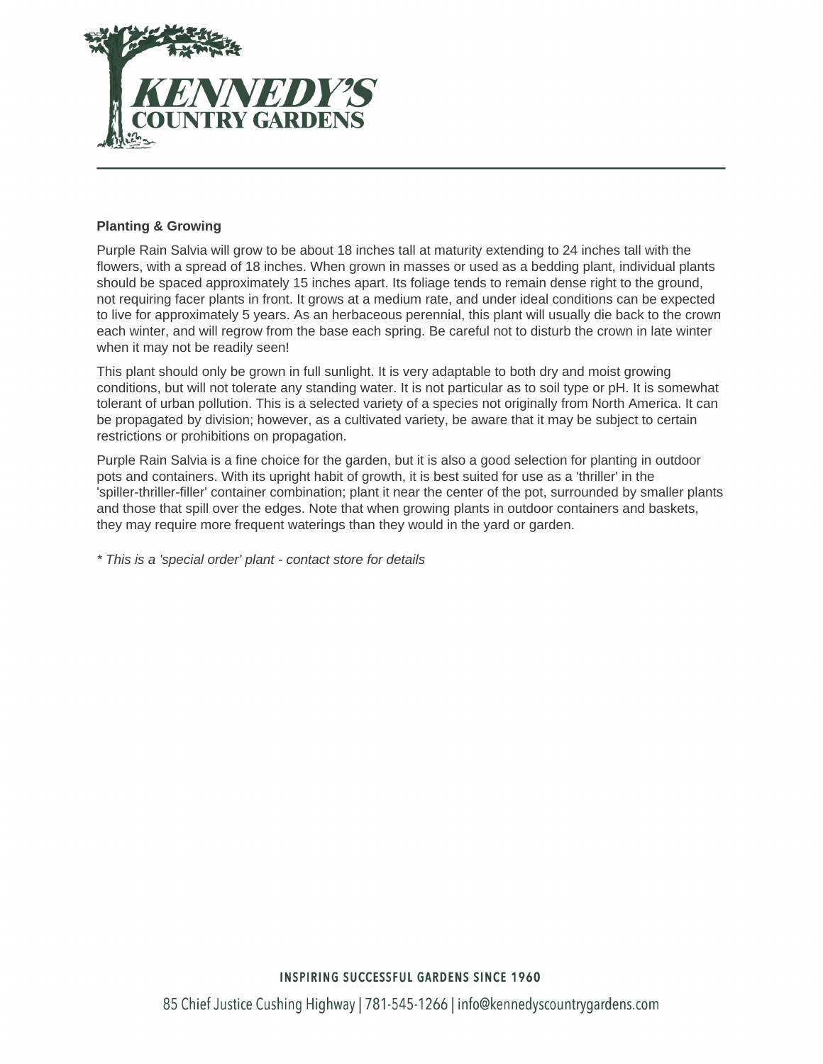**Planting & Growing**

Purple Rain Salvia will grow to be about 18 inches tall at maturity extending to 24 inches tall with the flowers, with a spread of 18 inches. When grown in masses or used as a bedding plant, individual plants should be spaced approximately 15 inches apart. Its foliage tends to remain dense right to the ground, not requiring facer plants in front. It grows at a medium rate, and under ideal conditions can be expected to live for approximately 5 years. As an herbaceous perennial, this plant will usually die back to the crown each winter, and will regrow from the base each spring. Be careful not to disturb the crown in late winter when it may not be readily seen!

This plant should only be grown in full sunlight. It is very adaptable to both dry and moist growing conditions, but will not tolerate any standing water. It is not particular as to soil type or pH. It is somewhat tolerant of urban pollution. This is a selected variety of a species not originally from North America. It can be propagated by division; however, as a cultivated variety, be aware that it may be subject to certain restrictions or prohibitions on propagation.

Purple Rain Salvia is a fine choice for the garden, but it is also a good selection for planting in outdoor pots and containers. With its upright habit of growth, it is best suited for use as a 'thriller' in the 'spiller-thriller-filler' container combination; plant it near the center of the pot, surrounded by smaller plants and those that spill over the edges. Note that when growing plants in outdoor containers and baskets, they may require more frequent waterings than they would in the yard or garden.

*\* This is a 'special order' plant - contact store for details*